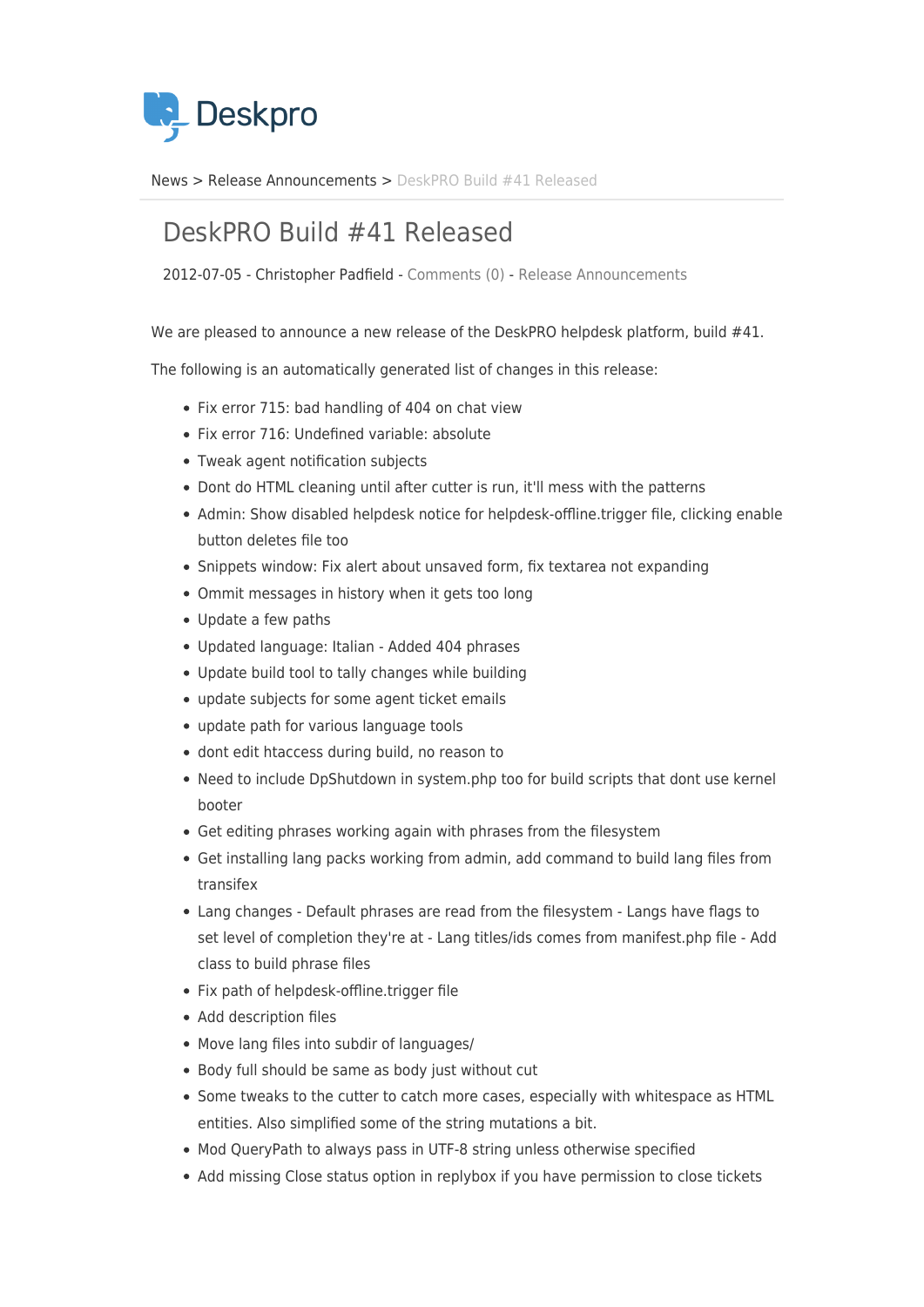Deskpro

News > Release Announcements > DeskPRO Build #41 Released

# DeskPRO Build #41 Released

2012-07-05 - Christopher Padfield - Comments (0) - Release Announcements

We are pleased to announce a new release of the DeskPRO helpdesk platform, build #41.

The following is an automatically generated list of changes in this release:

- Fix error 715: bad handling of 404 on chat view
- Fix error 716: Undefined variable: absolute
- Tweak agent notification subjects
- Dont do HTML cleaning until after cutter is run, it'll mess with the patterns
- Admin: Show disabled helpdesk notice for helpdesk-offline.trigger file, clicking enable button deletes file too
- Snippets window: Fix alert about unsaved form, fix textarea not expanding
- Ommit messages in history when it gets too long
- Update a few paths
- Updated language: Italian - Added 404 phrases
- Update build tool to tally changes while building
- update subjects for some agent ticket emails
- update path for various language tools
- dont edit htaccess during build, no reason to
- Need to include DpShutdown in system.php too for build scripts that dont use kernel booter
- Get editing phrases working again with phrases from the filesystem
- Get installing lang packs working from admin, add command to build lang files from transifex
- Lang changes - Default phrases are read from the filesystem - Langs have flags to set level of completion they're at - Lang titles/ids comes from manifest.php file - Add class to build phrase files
- Fix path of helpdesk-offline.trigger file
- Add description files
- Move lang files into subdir of languages/
- Body full should be same as body just without cut
- Some tweaks to the cutter to catch more cases, especially with whitespace as HTML entities. Also simplified some of the string mutations a bit.
- Mod QueryPath to always pass in UTF-8 string unless otherwise specified
- Add missing Close status option in replybox if you have permission to close tickets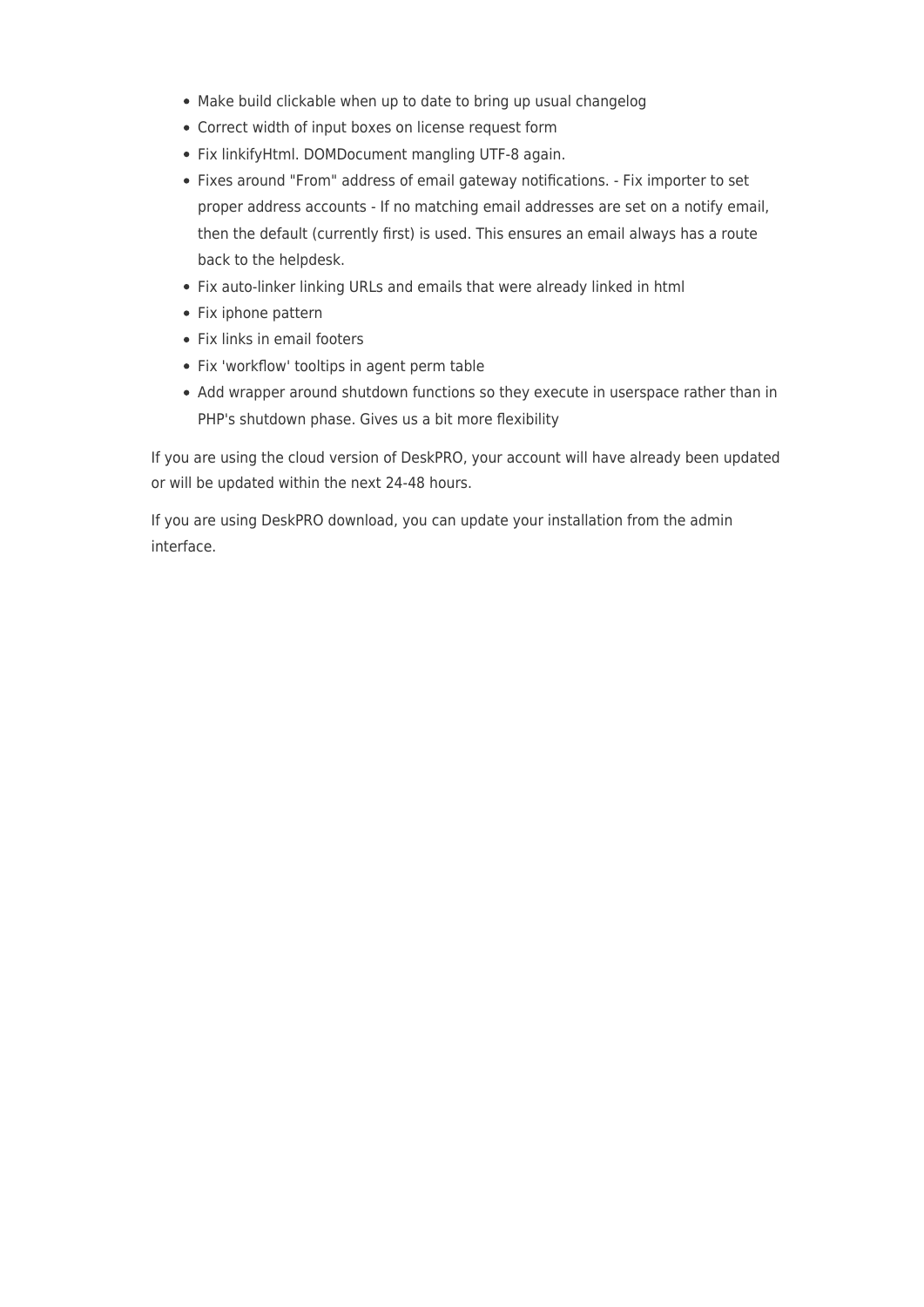- Make build clickable when up to date to bring up usual changelog
- Correct width of input boxes on license request form
- Fix linkifyHtml. DOMDocument mangling UTF-8 again.
- Fixes around "From" address of email gateway notifications. - Fix importer to set proper address accounts - If no matching email addresses are set on a notify email, then the default (currently first) is used. This ensures an email always has a route back to the helpdesk.
- Fix auto-linker linking URLs and emails that were already linked in html
- Fix iphone pattern
- Fix links in email footers
- Fix 'workflow' tooltips in agent perm table
- Add wrapper around shutdown functions so they execute in userspace rather than in PHP's shutdown phase. Gives us a bit more flexibility

If you are using the cloud version of DeskPRO, your account will have already been updated or will be updated within the next 24-48 hours.

If you are using DeskPRO download, you can update your installation from the admin interface.